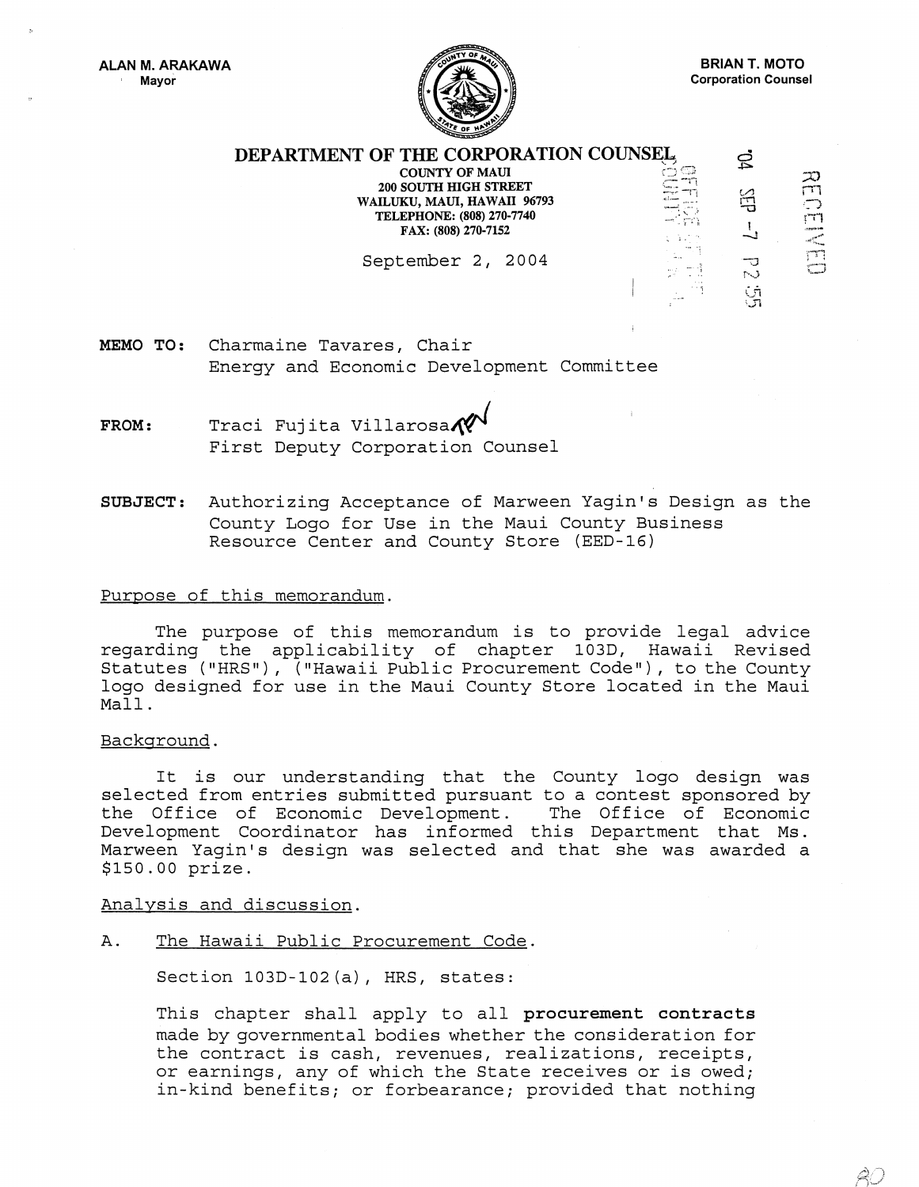ALAN M. ARAKAWA
Mayor

BRIAN T. MOTO
Corporation Counsel

**DEPARTMENT OF THE CORPORATION COUNSEL**
COUNTY OF MAUI
200 SOUTH HIGH STREET
WAILUKU, MAUI, HAWAII 96793
TELEPHONE: (808) 270-7740
FAX: (808) 270-7152

September 2, 2004

'04 SEP -7 P2:55

RECEIVED

**MEMO TO:** Charmaine Tavares, Chair
Energy and Economic Development Committee

**FROM:** Traci Fujita Villarosa
First Deputy Corporation Counsel

**SUBJECT:** Authorizing Acceptance of Marween Yagin's Design as the County Logo for Use in the Maui County Business Resource Center and County Store (EED-16)

Purpose of this memorandum.

The purpose of this memorandum is to provide legal advice regarding the applicability of chapter 103D, Hawaii Revised Statutes ("HRS"), ("Hawaii Public Procurement Code"), to the County logo designed for use in the Maui County Store located in the Maui Mall.

Background.

It is our understanding that the County logo design was selected from entries submitted pursuant to a contest sponsored by the Office of Economic Development. The Office of Economic Development Coordinator has informed this Department that Ms. Marween Yagin's design was selected and that she was awarded a $150.00 prize.

Analysis and discussion.

A. The Hawaii Public Procurement Code.

Section 103D-102(a), HRS, states:

This chapter shall apply to all **procurement contracts** made by governmental bodies whether the consideration for the contract is cash, revenues, realizations, receipts, or earnings, any of which the State receives or is owed; in-kind benefits; or forbearance; provided that nothing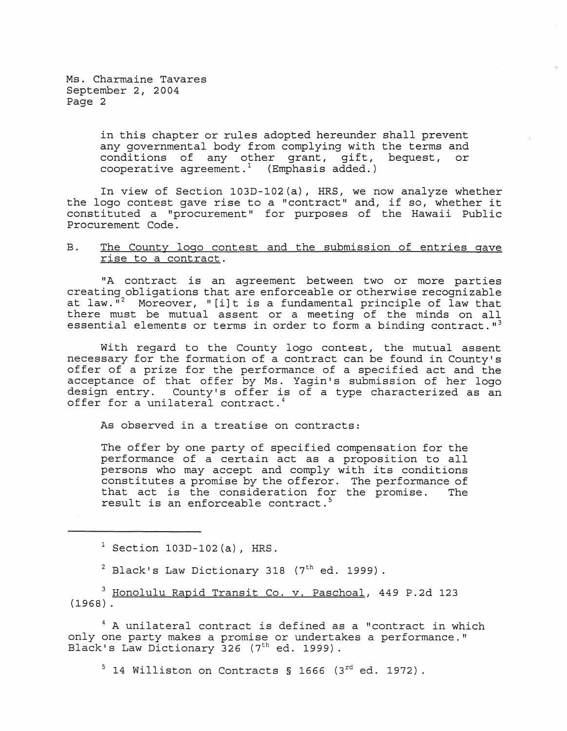> in this chapter or rules adopted hereunder shall prevent any governmental body from complying with the terms and conditions of any other grant, gift, bequest, or cooperative agreement.[1] (Emphasis added.)

In view of Section 103D-102(a), HRS, we now analyze whether the logo contest gave rise to a "contract" and, if so, whether it constituted a "procurement" for purposes of the Hawaii Public Procurement Code.

B. <u>The County logo contest and the submission of entries gave rise to a contract.</u>

"A contract is an agreement between two or more parties creating obligations that are enforceable or otherwise recognizable at law."[2] Moreover, "[i]t is a fundamental principle of law that there must be mutual assent or a meeting of the minds on all essential elements or terms in order to form a binding contract."[3]

With regard to the County logo contest, the mutual assent necessary for the formation of a contract can be found in County's offer of a prize for the performance of a specified act and the acceptance of that offer by Ms. Yagin's submission of her logo design entry. County's offer is of a type characterized as an offer for a unilateral contract.[4]

As observed in a treatise on contracts:

> The offer by one party of specified compensation for the performance of a certain act as a proposition to all persons who may accept and comply with its conditions constitutes a promise by the offeror. The performance of that act is the consideration for the promise. The result is an enforceable contract.[5]

---

[1] Section 103D-102(a), HRS.

[2] Black's Law Dictionary 318 (7th ed. 1999).

[3] <u>Honolulu Rapid Transit Co. v. Paschoal</u>, 449 P.2d 123 (1968).

[4] A unilateral contract is defined as a "contract in which only one party makes a promise or undertakes a performance." Black's Law Dictionary 326 (7th ed. 1999).

[5] 14 Williston on Contracts § 1666 (3rd ed. 1972).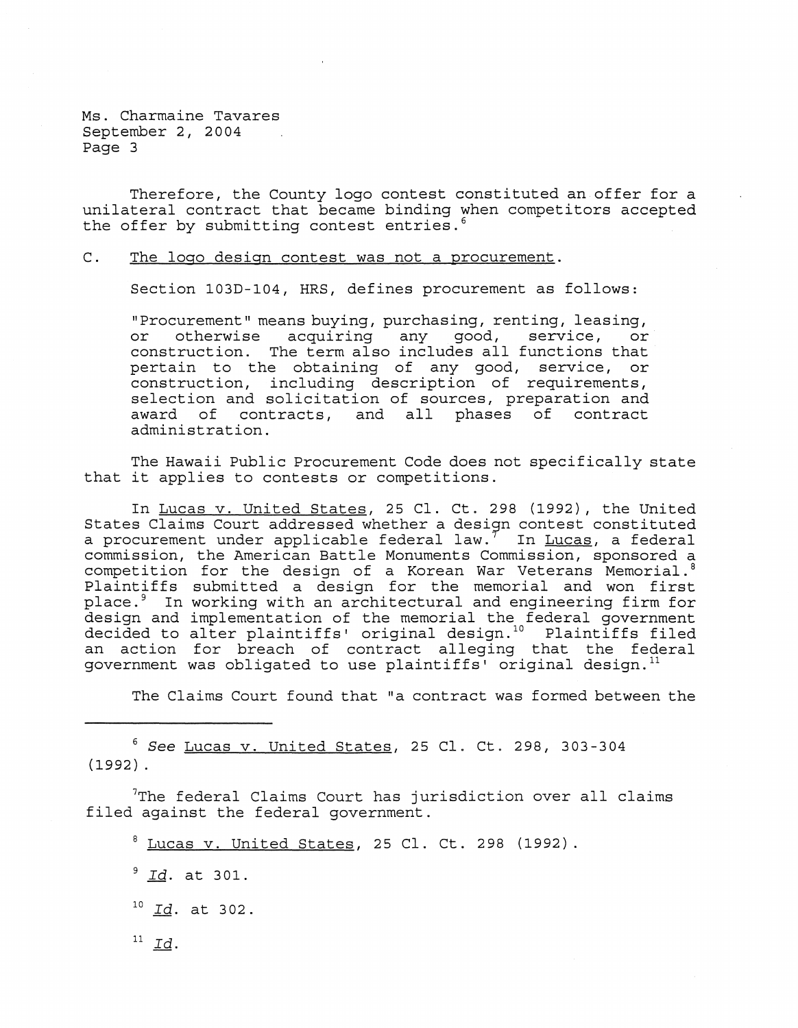Therefore, the County logo contest constituted an offer for a unilateral contract that became binding when competitors accepted the offer by submitting contest entries.[6]

C. The logo design contest was not a procurement.

Section 103D-104, HRS, defines procurement as follows:

> "Procurement" means buying, purchasing, renting, leasing, or otherwise acquiring any good, service, or construction. The term also includes all functions that pertain to the obtaining of any good, service, or construction, including description of requirements, selection and solicitation of sources, preparation and award of contracts, and all phases of contract administration.

The Hawaii Public Procurement Code does not specifically state that it applies to contests or competitions.

In Lucas v. United States, 25 Cl. Ct. 298 (1992), the United States Claims Court addressed whether a design contest constituted a procurement under applicable federal law.[7] In Lucas, a federal commission, the American Battle Monuments Commission, sponsored a competition for the design of a Korean War Veterans Memorial.[8] Plaintiffs submitted a design for the memorial and won first place.[9] In working with an architectural and engineering firm for design and implementation of the memorial the federal government decided to alter plaintiffs' original design.[10] Plaintiffs filed an action for breach of contract alleging that the federal government was obligated to use plaintiffs' original design.[11]

The Claims Court found that "a contract was formed between the

---

[6] *See* Lucas v. United States, 25 Cl. Ct. 298, 303-304 (1992).

[7] The federal Claims Court has jurisdiction over all claims filed against the federal government.

[8] Lucas v. United States, 25 Cl. Ct. 298 (1992).

[9] *Id.* at 301.

[10] *Id.* at 302.

[11] *Id.*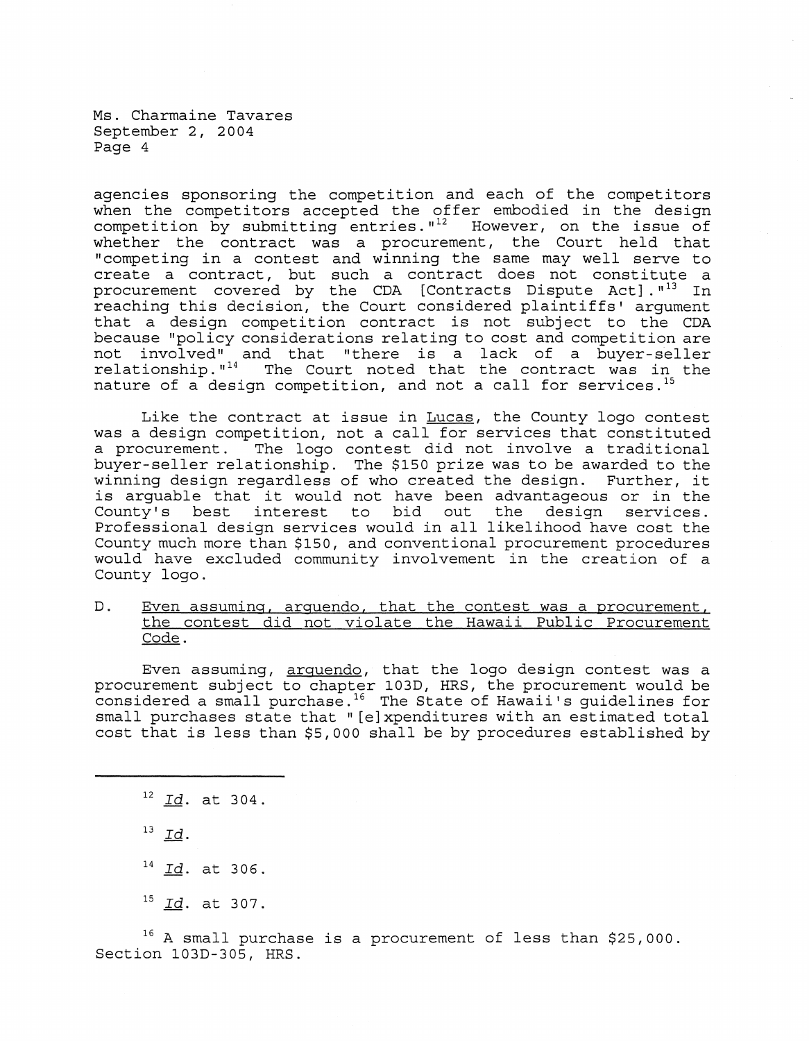agencies sponsoring the competition and each of the competitors when the competitors accepted the offer embodied in the design competition by submitting entries."[12] However, on the issue of whether the contract was a procurement, the Court held that "competing in a contest and winning the same may well serve to create a contract, but such a contract does not constitute a procurement covered by the CDA [Contracts Dispute Act]."[13] In reaching this decision, the Court considered plaintiffs' argument that a design competition contract is not subject to the CDA because "policy considerations relating to cost and competition are not involved" and that "there is a lack of a buyer-seller relationship."[14] The Court noted that the contract was in the nature of a design competition, and not a call for services.[15]

Like the contract at issue in Lucas, the County logo contest was a design competition, not a call for services that constituted a procurement. The logo contest did not involve a traditional buyer-seller relationship. The $150 prize was to be awarded to the winning design regardless of who created the design. Further, it is arguable that it would not have been advantageous or in the County's best interest to bid out the design services. Professional design services would in all likelihood have cost the County much more than $150, and conventional procurement procedures would have excluded community involvement in the creation of a County logo.

D. Even assuming, arguendo, that the contest was a procurement, the contest did not violate the Hawaii Public Procurement Code.

Even assuming, *arguendo*, that the logo design contest was a procurement subject to chapter 103D, HRS, the procurement would be considered a small purchase.[16] The State of Hawaii's guidelines for small purchases state that "[e]xpenditures with an estimated total cost that is less than $5,000 shall be by procedures established by

---

[12] *Id*. at 304.

[13] *Id*.

[14] *Id*. at 306.

[15] *Id*. at 307.

[16] A small purchase is a procurement of less than $25,000. Section 103D-305, HRS.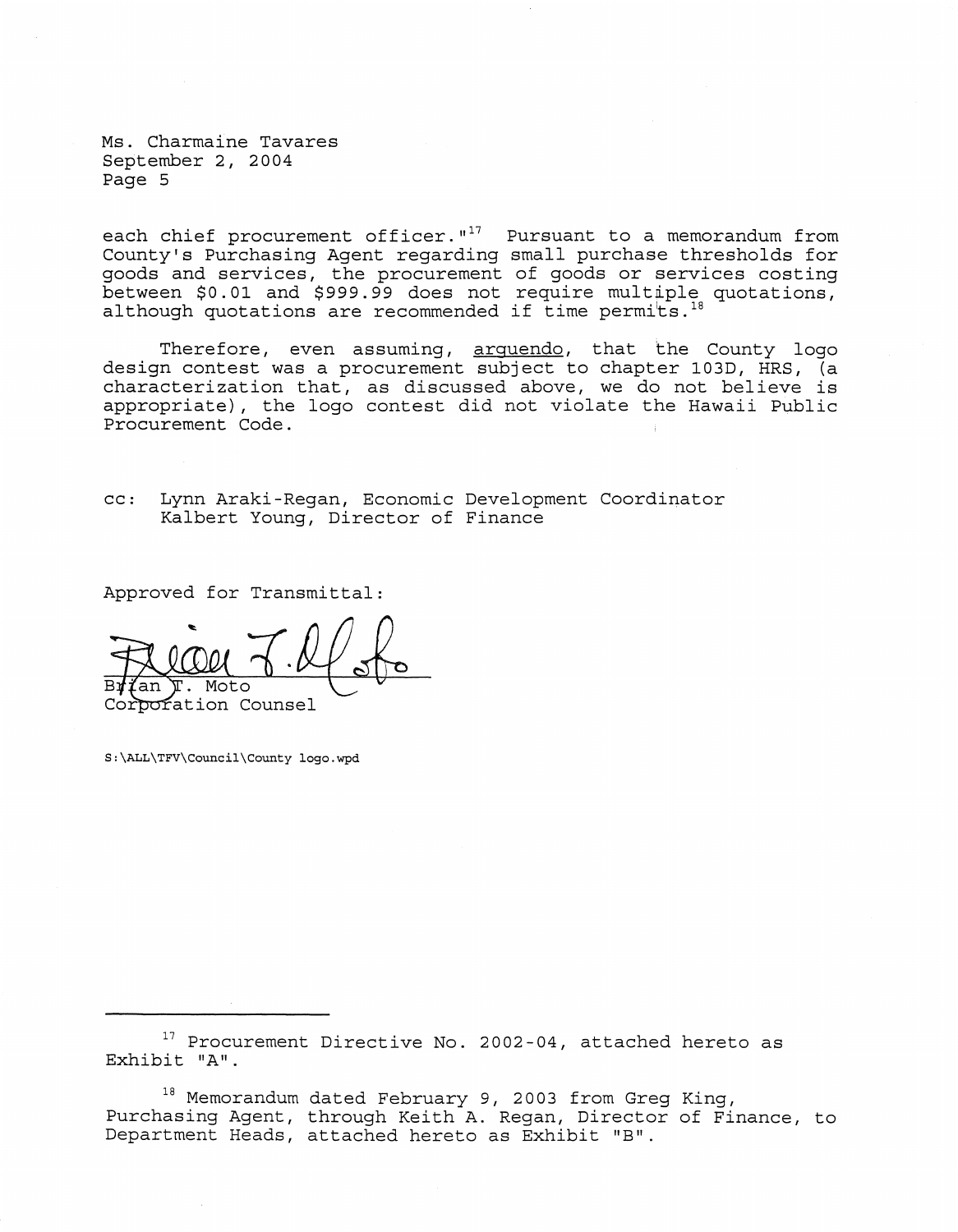Ms. Charmaine Tavares
September 2, 2004

each chief procurement officer."[17] Pursuant to a memorandum from County's Purchasing Agent regarding small purchase thresholds for goods and services, the procurement of goods or services costing between $0.01 and $999.99 does not require multiple quotations, although quotations are recommended if time permits.[18]

Therefore, even assuming, arguendo, that the County logo design contest was a procurement subject to chapter 103D, HRS, (a characterization that, as discussed above, we do not believe is appropriate), the logo contest did not violate the Hawaii Public Procurement Code.

cc: Lynn Araki-Regan, Economic Development Coordinator
Kalbert Young, Director of Finance

Approved for Transmittal:

Brian T. Moto
Corporation Counsel

S:\ALL\TFV\Council\County logo.wpd

---

[17] Procurement Directive No. 2002-04, attached hereto as Exhibit "A".

[18] Memorandum dated February 9, 2003 from Greg King, Purchasing Agent, through Keith A. Regan, Director of Finance, to Department Heads, attached hereto as Exhibit "B".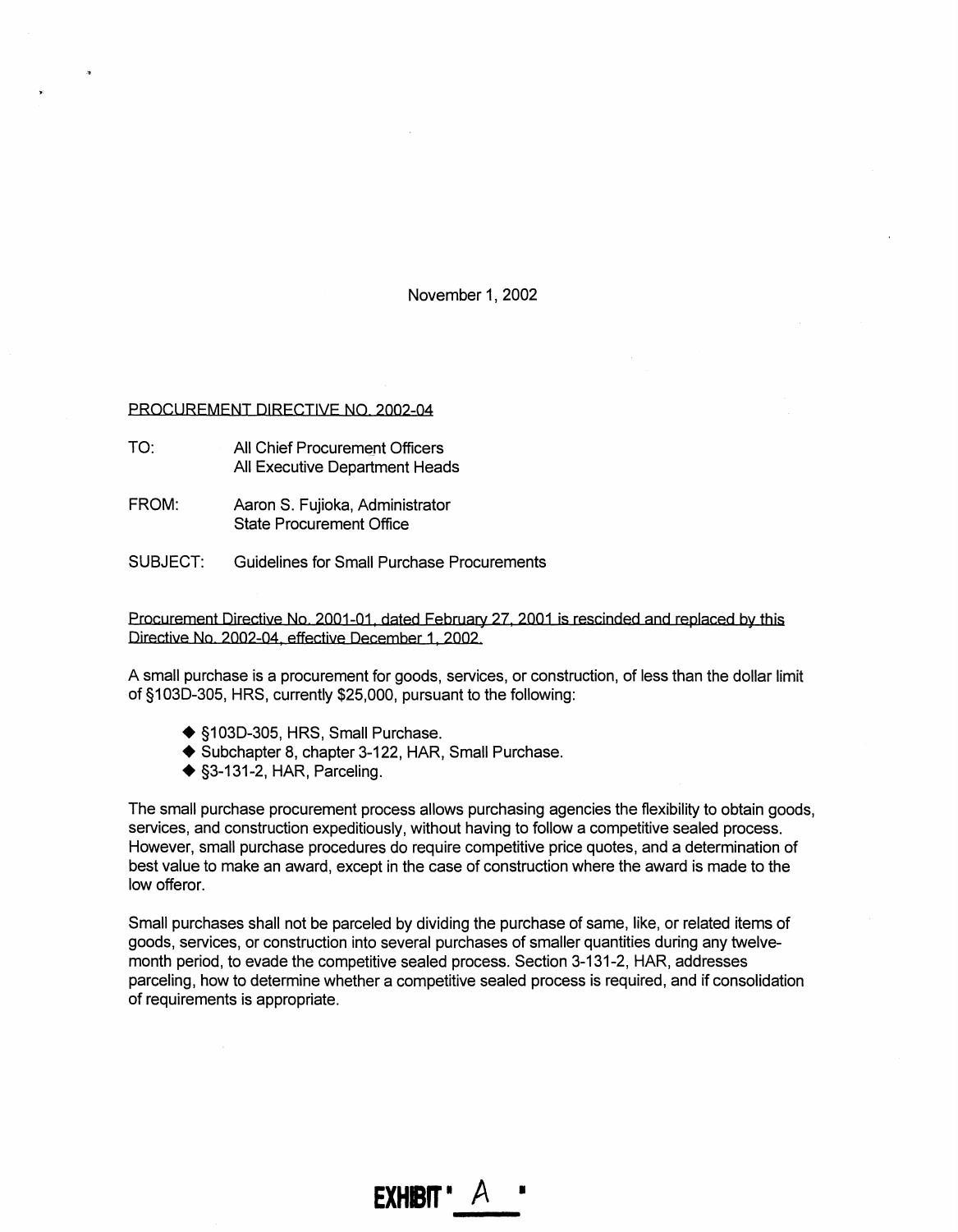November 1, 2002

PROCUREMENT DIRECTIVE NO. 2002-04

TO: All Chief Procurement Officers
All Executive Department Heads

FROM: Aaron S. Fujioka, Administrator
State Procurement Office

SUBJECT: Guidelines for Small Purchase Procurements

Procurement Directive No. 2001-01, dated February 27, 2001 is rescinded and replaced by this Directive No. 2002-04, effective December 1, 2002.

A small purchase is a procurement for goods, services, or construction, of less than the dollar limit of §103D-305, HRS, currently $25,000, pursuant to the following:

- §103D-305, HRS, Small Purchase.
- Subchapter 8, chapter 3-122, HAR, Small Purchase.
- §3-131-2, HAR, Parceling.

The small purchase procurement process allows purchasing agencies the flexibility to obtain goods, services, and construction expeditiously, without having to follow a competitive sealed process. However, small purchase procedures do require competitive price quotes, and a determination of best value to make an award, except in the case of construction where the award is made to the low offeror.

Small purchases shall not be parceled by dividing the purchase of same, like, or related items of goods, services, or construction into several purchases of smaller quantities during any twelve-month period, to evade the competitive sealed process. Section 3-131-2, HAR, addresses parceling, how to determine whether a competitive sealed process is required, and if consolidation of requirements is appropriate.

EXHIBIT " A "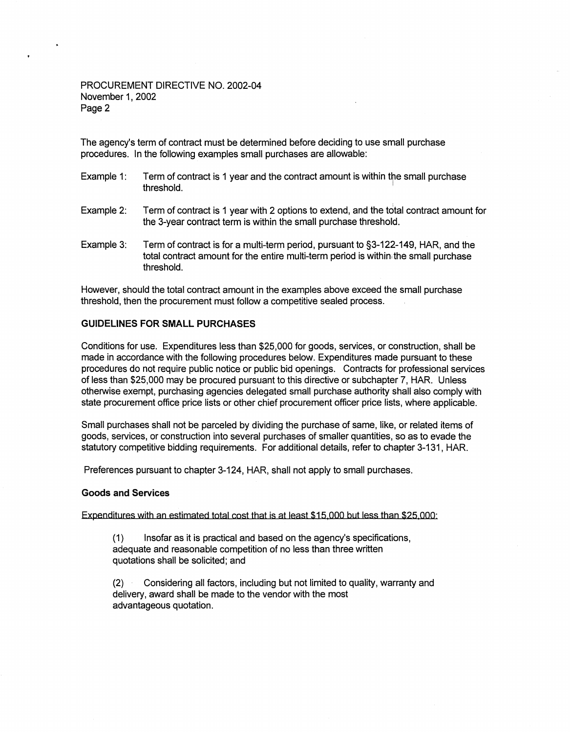The agency's term of contract must be determined before deciding to use small purchase procedures. In the following examples small purchases are allowable:

Example 1: Term of contract is 1 year and the contract amount is within the small purchase threshold.

Example 2: Term of contract is 1 year with 2 options to extend, and the total contract amount for the 3-year contract term is within the small purchase threshold.

Example 3: Term of contract is for a multi-term period, pursuant to §3-122-149, HAR, and the total contract amount for the entire multi-term period is within the small purchase threshold.

However, should the total contract amount in the examples above exceed the small purchase threshold, then the procurement must follow a competitive sealed process.

**GUIDELINES FOR SMALL PURCHASES**

Conditions for use. Expenditures less than $25,000 for goods, services, or construction, shall be made in accordance with the following procedures below. Expenditures made pursuant to these procedures do not require public notice or public bid openings. Contracts for professional services of less than $25,000 may be procured pursuant to this directive or subchapter 7, HAR. Unless otherwise exempt, purchasing agencies delegated small purchase authority shall also comply with state procurement office price lists or other chief procurement officer price lists, where applicable.

Small purchases shall not be parceled by dividing the purchase of same, like, or related items of goods, services, or construction into several purchases of smaller quantities, so as to evade the statutory competitive bidding requirements. For additional details, refer to chapter 3-131, HAR.

Preferences pursuant to chapter 3-124, HAR, shall not apply to small purchases.

**Goods and Services**

<u>Expenditures with an estimated total cost that is at least $15,000 but less than $25,000:</u>

(1) Insofar as it is practical and based on the agency's specifications, adequate and reasonable competition of no less than three written quotations shall be solicited; and

(2) Considering all factors, including but not limited to quality, warranty and delivery, award shall be made to the vendor with the most advantageous quotation.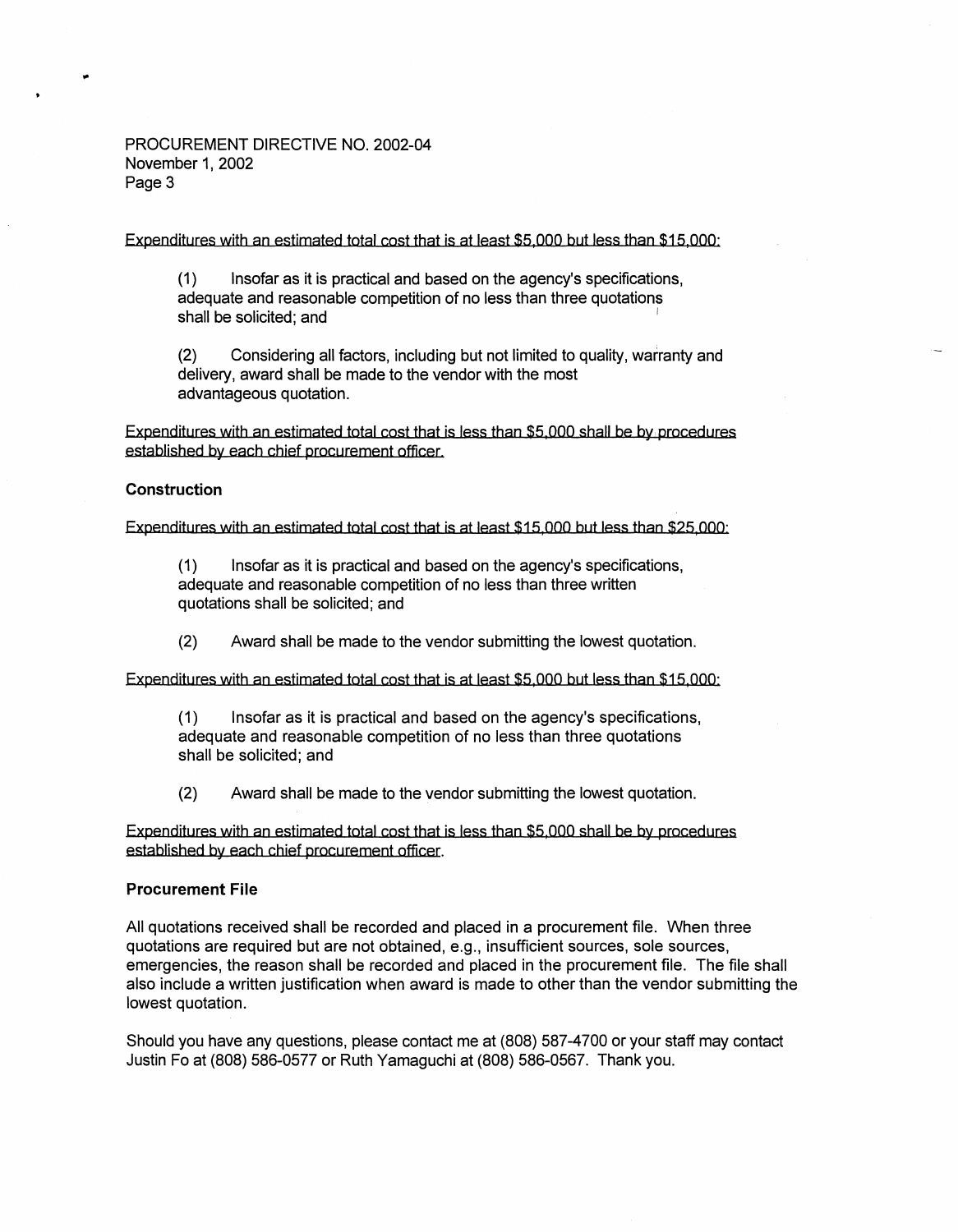PROCUREMENT DIRECTIVE NO. 2002-04
November 1, 2002

Expenditures with an estimated total cost that is at least $5,000 but less than $15,000:

(1) Insofar as it is practical and based on the agency's specifications, adequate and reasonable competition of no less than three quotations shall be solicited; and

(2) Considering all factors, including but not limited to quality, warranty and delivery, award shall be made to the vendor with the most advantageous quotation.

Expenditures with an estimated total cost that is less than $5,000 shall be by procedures established by each chief procurement officer.

**Construction**

Expenditures with an estimated total cost that is at least $15,000 but less than $25,000:

(1) Insofar as it is practical and based on the agency's specifications, adequate and reasonable competition of no less than three written quotations shall be solicited; and

(2) Award shall be made to the vendor submitting the lowest quotation.

Expenditures with an estimated total cost that is at least $5,000 but less than $15,000:

(1) Insofar as it is practical and based on the agency's specifications, adequate and reasonable competition of no less than three quotations shall be solicited; and

(2) Award shall be made to the vendor submitting the lowest quotation.

Expenditures with an estimated total cost that is less than $5,000 shall be by procedures established by each chief procurement officer.

**Procurement File**

All quotations received shall be recorded and placed in a procurement file. When three quotations are required but are not obtained, e.g., insufficient sources, sole sources, emergencies, the reason shall be recorded and placed in the procurement file. The file shall also include a written justification when award is made to other than the vendor submitting the lowest quotation.

Should you have any questions, please contact me at (808) 587-4700 or your staff may contact Justin Fo at (808) 586-0577 or Ruth Yamaguchi at (808) 586-0567. Thank you.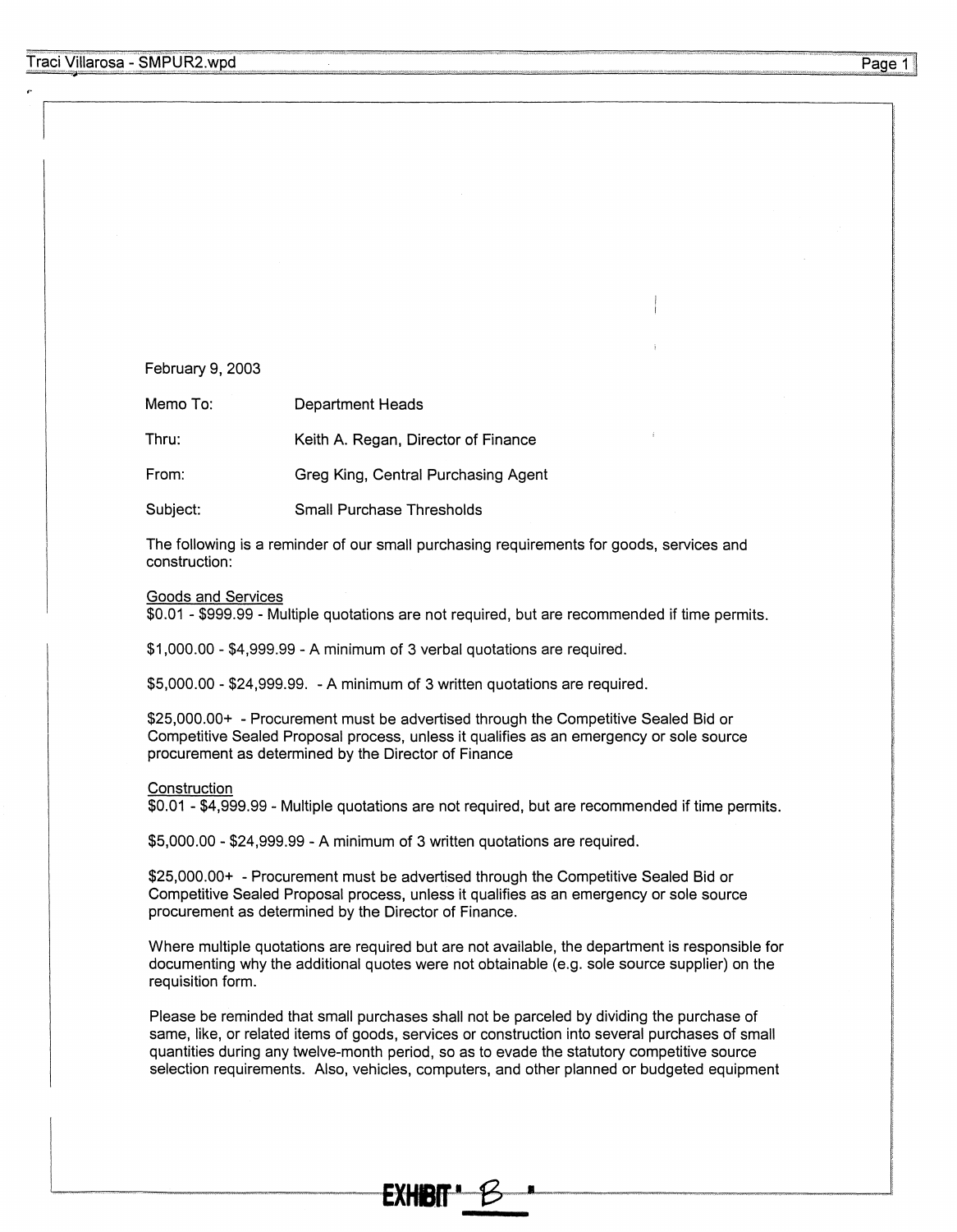February 9, 2003

Memo To: Department Heads

Thru: Keith A. Regan, Director of Finance

From: Greg King, Central Purchasing Agent

Subject: Small Purchase Thresholds

The following is a reminder of our small purchasing requirements for goods, services and construction:

<u>Goods and Services</u>
$0.01 - $999.99 - Multiple quotations are not required, but are recommended if time permits.

$1,000.00 - $4,999.99 - A minimum of 3 verbal quotations are required.

$5,000.00 - $24,999.99. - A minimum of 3 written quotations are required.

$25,000.00+ - Procurement must be advertised through the Competitive Sealed Bid or Competitive Sealed Proposal process, unless it qualifies as an emergency or sole source procurement as determined by the Director of Finance

<u>Construction</u>
$0.01 - $4,999.99 - Multiple quotations are not required, but are recommended if time permits.

$5,000.00 - $24,999.99 - A minimum of 3 written quotations are required.

$25,000.00+ - Procurement must be advertised through the Competitive Sealed Bid or Competitive Sealed Proposal process, unless it qualifies as an emergency or sole source procurement as determined by the Director of Finance.

Where multiple quotations are required but are not available, the department is responsible for documenting why the additional quotes were not obtainable (e.g. sole source supplier) on the requisition form.

Please be reminded that small purchases shall not be parceled by dividing the purchase of same, like, or related items of goods, services or construction into several purchases of small quantities during any twelve-month period, so as to evade the statutory competitive source selection requirements. Also, vehicles, computers, and other planned or budgeted equipment

EXHIBIT " B "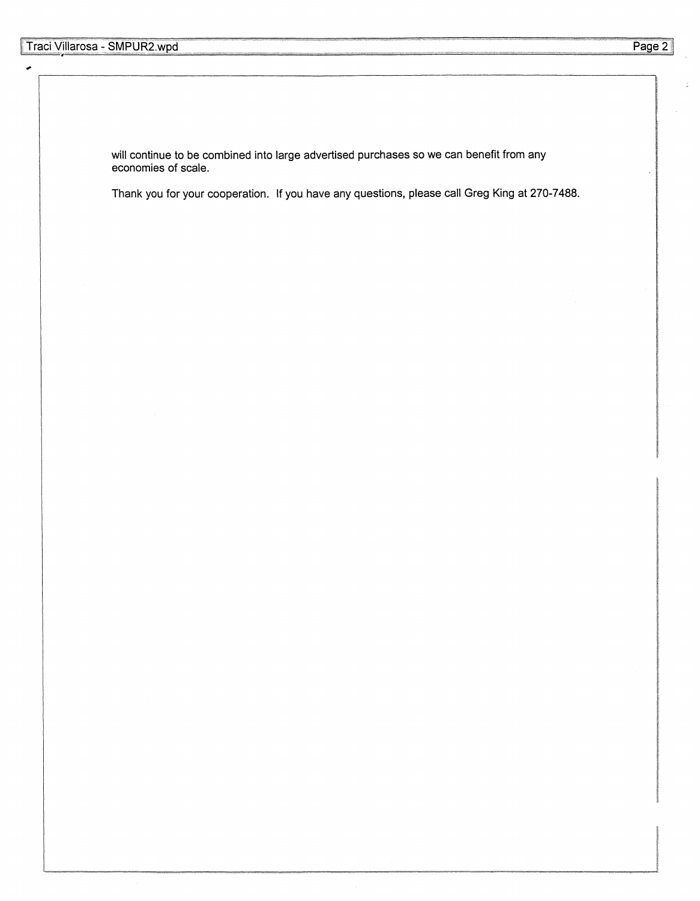will continue to be combined into large advertised purchases so we can benefit from any economies of scale.

Thank you for your cooperation. If you have any questions, please call Greg King at 270-7488.